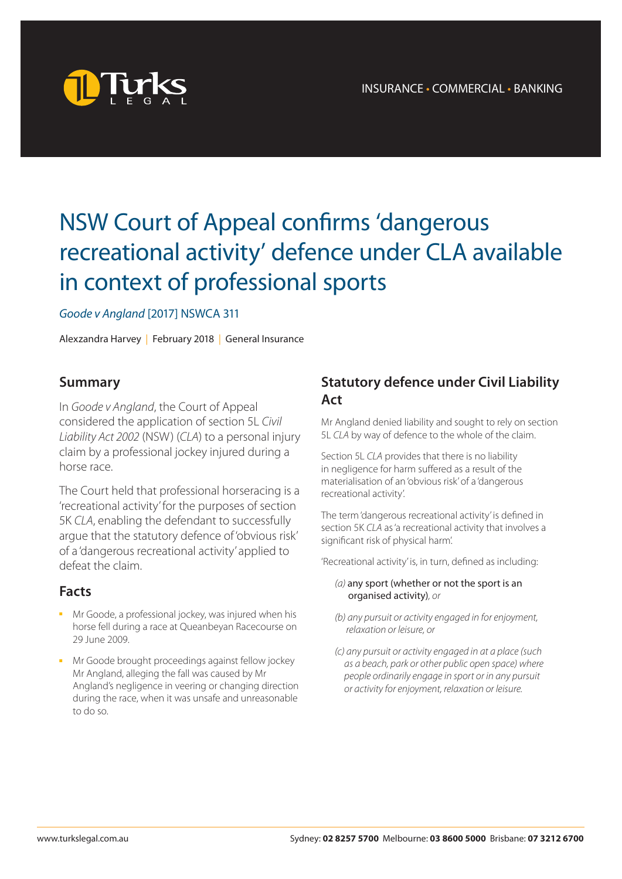INSURANCE • COMMERCIAL • BANKING

# NSW Court of Appeal confirms 'dangerous recreational activity' defence under CLA available in context of professional sports

*Goode v Angland* [2017] NSWCA 311

Alexzandra Harvey | February 2018 | General Insurance

## Summary

In *Goode v Angland*, the Court of Appeal considered the application of section 5L *Civil Liability Act 2002* (NSW) (*CLA*) to a personal injury claim by a professional jockey injured during a horse race.

The Court held that professional horseracing is a 'recreational activity' for the purposes of section 5K *CLA*, enabling the defendant to successfully argue that the statutory defence of 'obvious risk' of a 'dangerous recreational activity' applied to defeat the claim.

## Facts

- Mr Goode, a professional jockey, was injured when his horse fell during a race at Queanbeyan Racecourse on 29 June 2009.
- Mr Goode brought proceedings against fellow jockey Mr Angland, alleging the fall was caused by Mr Angland's negligence in veering or changing direction during the race, when it was unsafe and unreasonable to do so.

## Statutory defence under Civil Liability Act

Mr Angland denied liability and sought to rely on section 5L *CLA* by way of defence to the whole of the claim.

Section 5L *CLA* provides that there is no liability in negligence for harm suffered as a result of the materialisation of an 'obvious risk' of a 'dangerous recreational activity'.

The term 'dangerous recreational activity' is defined in section 5K *CLA* as 'a recreational activity that involves a significant risk of physical harm'.

'Recreational activity' is, in turn, defined as including:

> *(a)* any sport (whether or not the sport is an organised activity), *or*
>
> *(b) any pursuit or activity engaged in for enjoyment, relaxation or leisure, or*
>
> *(c) any pursuit or activity engaged in at a place (such as a beach, park or other public open space) where people ordinarily engage in sport or in any pursuit or activity for enjoyment, relaxation or leisure.*

www.turkslegal.com.au Sydney: **02 8257 5700** Melbourne: **03 8600 5000** Brisbane: **07 3212 6700**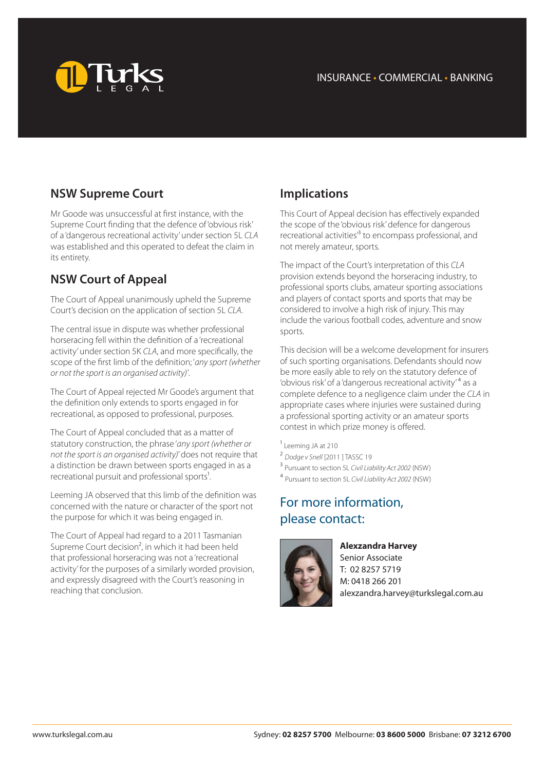## NSW Supreme Court

Mr Goode was unsuccessful at first instance, with the Supreme Court finding that the defence of 'obvious risk' of a 'dangerous recreational activity' under section 5L *CLA* was established and this operated to defeat the claim in its entirety.

## NSW Court of Appeal

The Court of Appeal unanimously upheld the Supreme Court's decision on the application of section 5L *CLA*.

The central issue in dispute was whether professional horseracing fell within the definition of a 'recreational activity' under section 5K *CLA*, and more specifically, the scope of the first limb of the definition; '*any sport (whether or not the sport is an organised activity)*'.

The Court of Appeal rejected Mr Goode's argument that the definition only extends to sports engaged in for recreational, as opposed to professional, purposes.

The Court of Appeal concluded that as a matter of statutory construction, the phrase '*any sport (whether or not the sport is an organised activity)*' does not require that a distinction be drawn between sports engaged in as a recreational pursuit and professional sports[1].

Leeming JA observed that this limb of the definition was concerned with the nature or character of the sport not the purpose for which it was being engaged in.

The Court of Appeal had regard to a 2011 Tasmanian Supreme Court decision[2], in which it had been held that professional horseracing was not a 'recreational activity' for the purposes of a similarly worded provision, and expressly disagreed with the Court's reasoning in reaching that conclusion.

## Implications

This Court of Appeal decision has effectively expanded the scope of the 'obvious risk' defence for dangerous recreational activities'[3] to encompass professional, and not merely amateur, sports.

The impact of the Court's interpretation of this *CLA* provision extends beyond the horseracing industry, to professional sports clubs, amateur sporting associations and players of contact sports and sports that may be considered to involve a high risk of injury. This may include the various football codes, adventure and snow sports.

This decision will be a welcome development for insurers of such sporting organisations. Defendants should now be more easily able to rely on the statutory defence of 'obvious risk' of a 'dangerous recreational activity'[4] as a complete defence to a negligence claim under the *CLA* in appropriate cases where injuries were sustained during a professional sporting activity or an amateur sports contest in which prize money is offered.

[1] Leeming JA at 210

[2] *Dodge v Snell* [2011 ] TASSC 19

[3] Pursuant to section 5L *Civil Liability Act 2002* (NSW)

[4] Pursuant to section 5L *Civil Liability Act 2002* (NSW)

## For more information, please contact:

**Alexzandra Harvey**
Senior Associate
T: 02 8257 5719
M: 0418 266 201
alexzandra.harvey@turkslegal.com.au